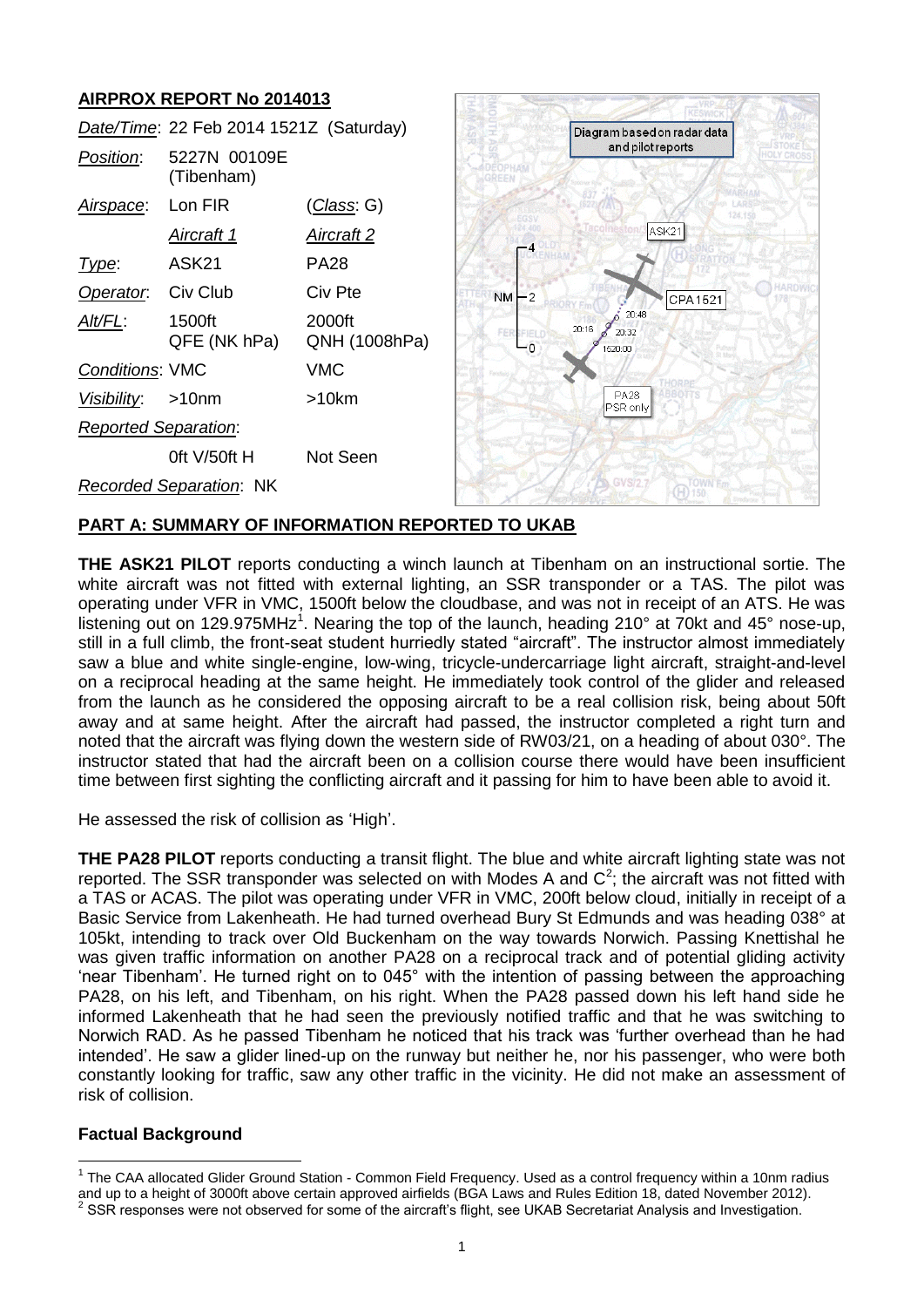## AIRPROX REPORT No 2014013

| | | |
|---|---|---|
| *Date/Time*: | 22 Feb 2014 1521Z (Saturday) | |
| *Position*: | 5227N 00109E (Tibenham) | |
| *Airspace*: | Lon FIR | (*Class*: G) |
| | *Aircraft 1* | *Aircraft 2* |
| *Type*: | ASK21 | PA28 |
| *Operator*: | Civ Club | Civ Pte |
| *Alt/FL*: | 1500ft QFE (NK hPa) | 2000ft QNH (1008hPa) |
| *Conditions*: | VMC | VMC |
| *Visibility*: | >10nm | >10km |
| *Reported Separation*: | | |
| | 0ft V/50ft H | Not Seen |
| *Recorded Separation*: | NK | |

## PART A: SUMMARY OF INFORMATION REPORTED TO UKAB

**THE ASK21 PILOT** reports conducting a winch launch at Tibenham on an instructional sortie. The white aircraft was not fitted with external lighting, an SSR transponder or a TAS. The pilot was operating under VFR in VMC, 1500ft below the cloudbase, and was not in receipt of an ATS. He was listening out on 129.975MHz[1]. Nearing the top of the launch, heading 210° at 70kt and 45° nose-up, still in a full climb, the front-seat student hurriedly stated "aircraft". The instructor almost immediately saw a blue and white single-engine, low-wing, tricycle-undercarriage light aircraft, straight-and-level on a reciprocal heading at the same height. He immediately took control of the glider and released from the launch as he considered the opposing aircraft to be a real collision risk, being about 50ft away and at same height. After the aircraft had passed, the instructor completed a right turn and noted that the aircraft was flying down the western side of RW03/21, on a heading of about 030°. The instructor stated that had the aircraft been on a collision course there would have been insufficient time between first sighting the conflicting aircraft and it passing for him to have been able to avoid it.

He assessed the risk of collision as 'High'.

**THE PA28 PILOT** reports conducting a transit flight. The blue and white aircraft lighting state was not reported. The SSR transponder was selected on with Modes A and C[2]; the aircraft was not fitted with a TAS or ACAS. The pilot was operating under VFR in VMC, 200ft below cloud, initially in receipt of a Basic Service from Lakenheath. He had turned overhead Bury St Edmunds and was heading 038° at 105kt, intending to track over Old Buckenham on the way towards Norwich. Passing Knettishal he was given traffic information on another PA28 on a reciprocal track and of potential gliding activity 'near Tibenham'. He turned right on to 045° with the intention of passing between the approaching PA28, on his left, and Tibenham, on his right. When the PA28 passed down his left hand side he informed Lakenheath that he had seen the previously notified traffic and that he was switching to Norwich RAD. As he passed Tibenham he noticed that his track was 'further overhead than he had intended'. He saw a glider lined-up on the runway but neither he, nor his passenger, who were both constantly looking for traffic, saw any other traffic in the vicinity. He did not make an assessment of risk of collision.

## Factual Background

[1] The CAA allocated Glider Ground Station - Common Field Frequency. Used as a control frequency within a 10nm radius and up to a height of 3000ft above certain approved airfields (BGA Laws and Rules Edition 18, dated November 2012).

[2] SSR responses were not observed for some of the aircraft's flight, see UKAB Secretariat Analysis and Investigation.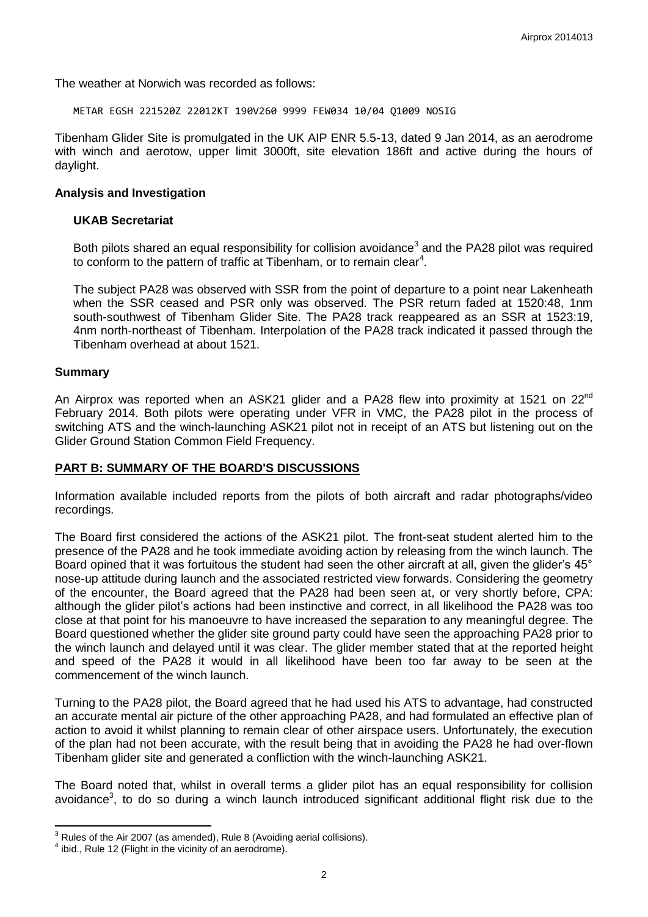The weather at Norwich was recorded as follows:

```
METAR EGSH 221520Z 22012KT 190V260 9999 FEW034 10/04 Q1009 NOSIG
```

Tibenham Glider Site is promulgated in the UK AIP ENR 5.5-13, dated 9 Jan 2014, as an aerodrome with winch and aerotow, upper limit 3000ft, site elevation 186ft and active during the hours of daylight.

## Analysis and Investigation

### UKAB Secretariat

Both pilots shared an equal responsibility for collision avoidance[3] and the PA28 pilot was required to conform to the pattern of traffic at Tibenham, or to remain clear[4].

The subject PA28 was observed with SSR from the point of departure to a point near Lakenheath when the SSR ceased and PSR only was observed. The PSR return faded at 1520:48, 1nm south-southwest of Tibenham Glider Site. The PA28 track reappeared as an SSR at 1523:19, 4nm north-northeast of Tibenham. Interpolation of the PA28 track indicated it passed through the Tibenham overhead at about 1521.

## Summary

An Airprox was reported when an ASK21 glider and a PA28 flew into proximity at 1521 on 22nd February 2014. Both pilots were operating under VFR in VMC, the PA28 pilot in the process of switching ATS and the winch-launching ASK21 pilot not in receipt of an ATS but listening out on the Glider Ground Station Common Field Frequency.

## PART B: SUMMARY OF THE BOARD'S DISCUSSIONS

Information available included reports from the pilots of both aircraft and radar photographs/video recordings.

The Board first considered the actions of the ASK21 pilot. The front-seat student alerted him to the presence of the PA28 and he took immediate avoiding action by releasing from the winch launch. The Board opined that it was fortuitous the student had seen the other aircraft at all, given the glider's 45° nose-up attitude during launch and the associated restricted view forwards. Considering the geometry of the encounter, the Board agreed that the PA28 had been seen at, or very shortly before, CPA: although the glider pilot's actions had been instinctive and correct, in all likelihood the PA28 was too close at that point for his manoeuvre to have increased the separation to any meaningful degree. The Board questioned whether the glider site ground party could have seen the approaching PA28 prior to the winch launch and delayed until it was clear. The glider member stated that at the reported height and speed of the PA28 it would in all likelihood have been too far away to be seen at the commencement of the winch launch.

Turning to the PA28 pilot, the Board agreed that he had used his ATS to advantage, had constructed an accurate mental air picture of the other approaching PA28, and had formulated an effective plan of action to avoid it whilst planning to remain clear of other airspace users. Unfortunately, the execution of the plan had not been accurate, with the result being that in avoiding the PA28 he had over-flown Tibenham glider site and generated a confliction with the winch-launching ASK21.

The Board noted that, whilst in overall terms a glider pilot has an equal responsibility for collision avoidance[3], to do so during a winch launch introduced significant additional flight risk due to the

---

[3] Rules of the Air 2007 (as amended), Rule 8 (Avoiding aerial collisions).

[4] ibid., Rule 12 (Flight in the vicinity of an aerodrome).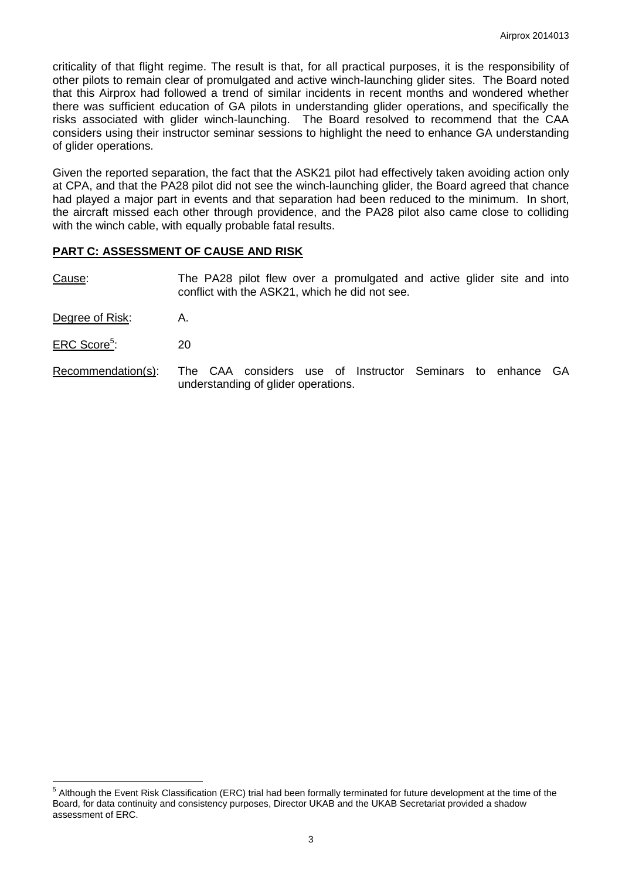criticality of that flight regime. The result is that, for all practical purposes, it is the responsibility of other pilots to remain clear of promulgated and active winch-launching glider sites. The Board noted that this Airprox had followed a trend of similar incidents in recent months and wondered whether there was sufficient education of GA pilots in understanding glider operations, and specifically the risks associated with glider winch-launching. The Board resolved to recommend that the CAA considers using their instructor seminar sessions to highlight the need to enhance GA understanding of glider operations.

Given the reported separation, the fact that the ASK21 pilot had effectively taken avoiding action only at CPA, and that the PA28 pilot did not see the winch-launching glider, the Board agreed that chance had played a major part in events and that separation had been reduced to the minimum. In short, the aircraft missed each other through providence, and the PA28 pilot also came close to colliding with the winch cable, with equally probable fatal results.

## PART C: ASSESSMENT OF CAUSE AND RISK

Cause: The PA28 pilot flew over a promulgated and active glider site and into conflict with the ASK21, which he did not see.

Degree of Risk: A.

ERC Score[5]: 20

Recommendation(s): The CAA considers use of Instructor Seminars to enhance GA understanding of glider operations.

[5] Although the Event Risk Classification (ERC) trial had been formally terminated for future development at the time of the Board, for data continuity and consistency purposes, Director UKAB and the UKAB Secretariat provided a shadow assessment of ERC.